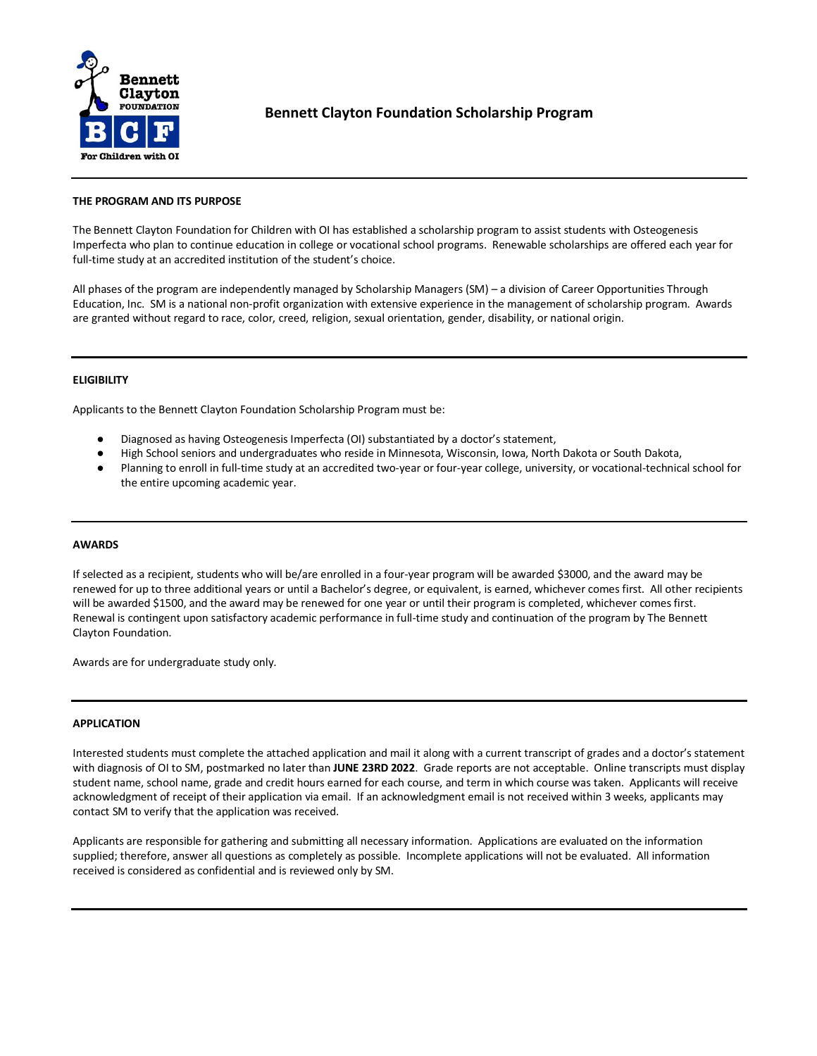# Bennett Clayton Foundation Scholarship Program

## THE PROGRAM AND ITS PURPOSE

The Bennett Clayton Foundation for Children with OI has established a scholarship program to assist students with Osteogenesis Imperfecta who plan to continue education in college or vocational school programs. Renewable scholarships are offered each year for full-time study at an accredited institution of the student's choice.

All phases of the program are independently managed by Scholarship Managers (SM) – a division of Career Opportunities Through Education, Inc. SM is a national non-profit organization with extensive experience in the management of scholarship program. Awards are granted without regard to race, color, creed, religion, sexual orientation, gender, disability, or national origin.

## ELIGIBILITY

Applicants to the Bennett Clayton Foundation Scholarship Program must be:

- Diagnosed as having Osteogenesis Imperfecta (OI) substantiated by a doctor's statement,
- High School seniors and undergraduates who reside in Minnesota, Wisconsin, Iowa, North Dakota or South Dakota,
- Planning to enroll in full-time study at an accredited two-year or four-year college, university, or vocational-technical school for the entire upcoming academic year.

## AWARDS

If selected as a recipient, students who will be/are enrolled in a four-year program will be awarded $3000, and the award may be renewed for up to three additional years or until a Bachelor's degree, or equivalent, is earned, whichever comes first. All other recipients will be awarded $1500, and the award may be renewed for one year or until their program is completed, whichever comes first. Renewal is contingent upon satisfactory academic performance in full-time study and continuation of the program by The Bennett Clayton Foundation.

Awards are for undergraduate study only.

## APPLICATION

Interested students must complete the attached application and mail it along with a current transcript of grades and a doctor's statement with diagnosis of OI to SM, postmarked no later than **JUNE 23RD 2022**. Grade reports are not acceptable. Online transcripts must display student name, school name, grade and credit hours earned for each course, and term in which course was taken. Applicants will receive acknowledgment of receipt of their application via email. If an acknowledgment email is not received within 3 weeks, applicants may contact SM to verify that the application was received.

Applicants are responsible for gathering and submitting all necessary information. Applications are evaluated on the information supplied; therefore, answer all questions as completely as possible. Incomplete applications will not be evaluated. All information received is considered as confidential and is reviewed only by SM.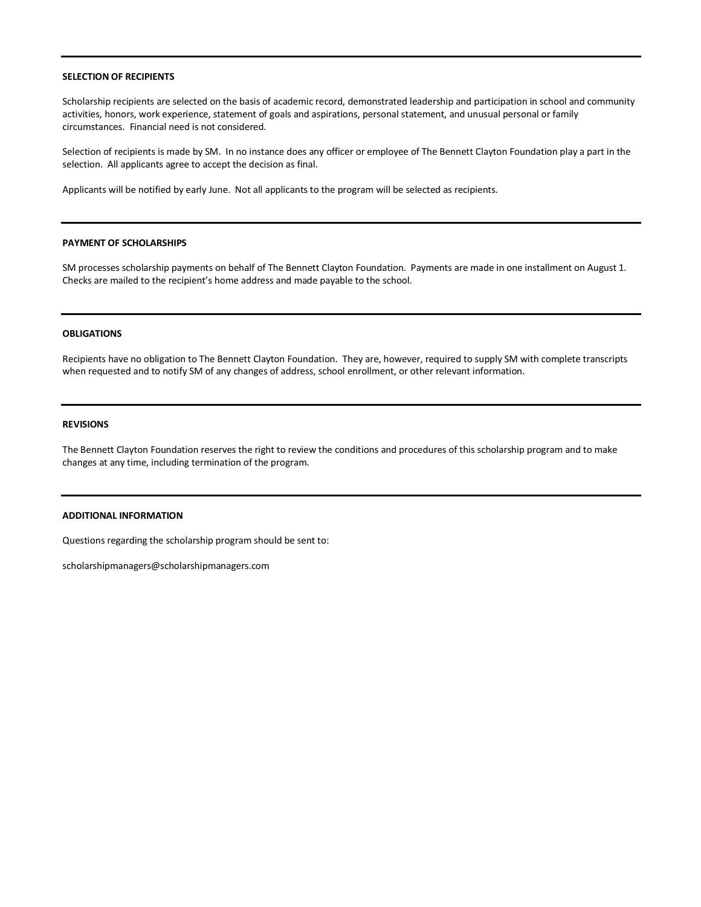## SELECTION OF RECIPIENTS

Scholarship recipients are selected on the basis of academic record, demonstrated leadership and participation in school and community activities, honors, work experience, statement of goals and aspirations, personal statement, and unusual personal or family circumstances. Financial need is not considered.

Selection of recipients is made by SM. In no instance does any officer or employee of The Bennett Clayton Foundation play a part in the selection. All applicants agree to accept the decision as final.

Applicants will be notified by early June. Not all applicants to the program will be selected as recipients.

## PAYMENT OF SCHOLARSHIPS

SM processes scholarship payments on behalf of The Bennett Clayton Foundation. Payments are made in one installment on August 1. Checks are mailed to the recipient's home address and made payable to the school.

## OBLIGATIONS

Recipients have no obligation to The Bennett Clayton Foundation. They are, however, required to supply SM with complete transcripts when requested and to notify SM of any changes of address, school enrollment, or other relevant information.

## REVISIONS

The Bennett Clayton Foundation reserves the right to review the conditions and procedures of this scholarship program and to make changes at any time, including termination of the program.

## ADDITIONAL INFORMATION

Questions regarding the scholarship program should be sent to:

scholarshipmanagers@scholarshipmanagers.com